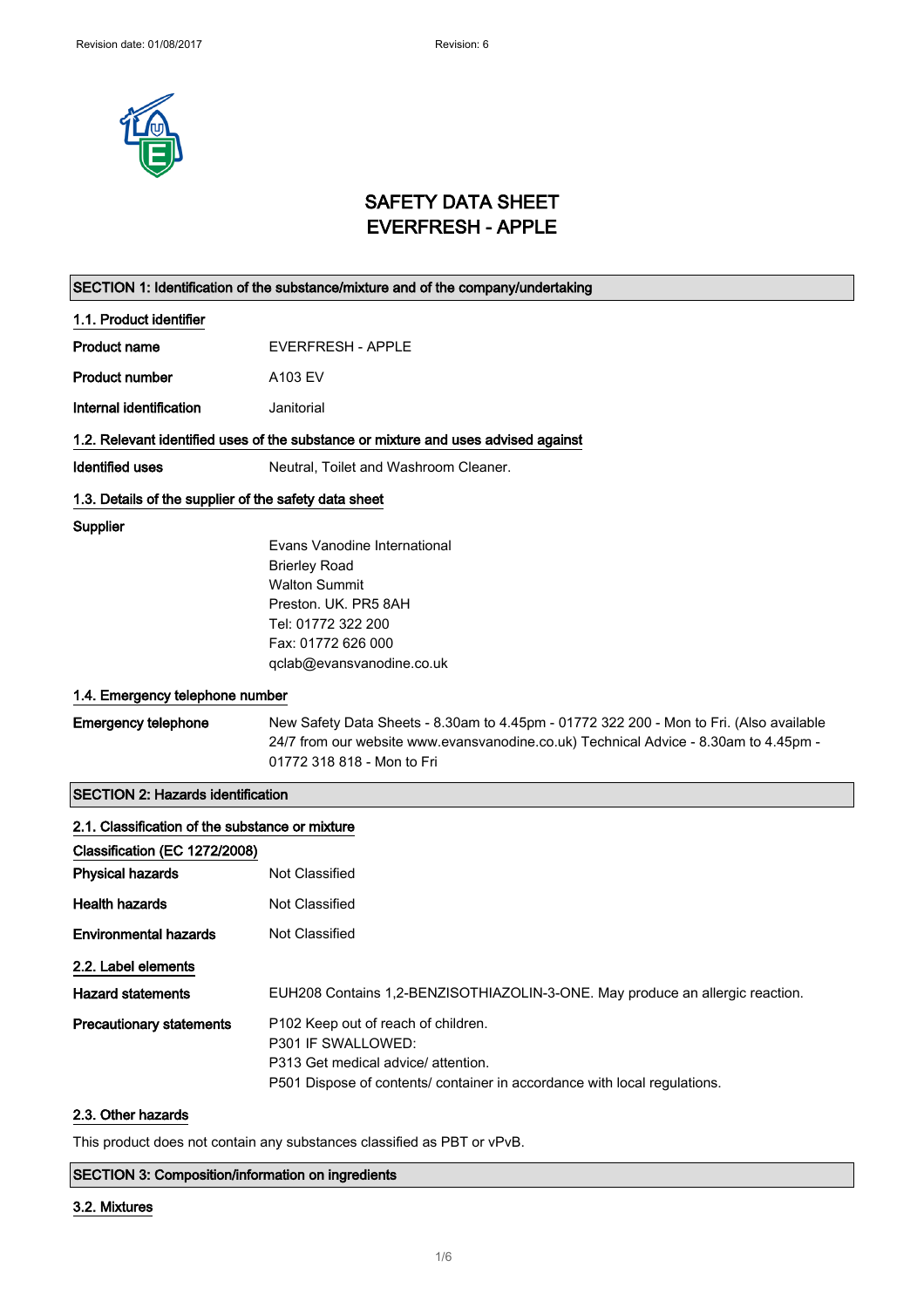# SAFETY DATA SHEET
# EVERFRESH - APPLE

## SECTION 1: Identification of the substance/mixture and of the company/undertaking

### 1.1. Product identifier

**Product name** EVERFRESH - APPLE

**Product number** A103 EV

**Internal identification** Janitorial

### 1.2. Relevant identified uses of the substance or mixture and uses advised against

**Identified uses** Neutral, Toilet and Washroom Cleaner.

### 1.3. Details of the supplier of the safety data sheet

**Supplier**

Evans Vanodine International
Brierley Road
Walton Summit
Preston. UK. PR5 8AH
Tel: 01772 322 200
Fax: 01772 626 000
qclab@evansvanodine.co.uk

### 1.4. Emergency telephone number

**Emergency telephone** New Safety Data Sheets - 8.30am to 4.45pm - 01772 322 200 - Mon to Fri. (Also available 24/7 from our website www.evansvanodine.co.uk) Technical Advice - 8.30am to 4.45pm - 01772 318 818 - Mon to Fri

## SECTION 2: Hazards identification

### 2.1. Classification of the substance or mixture

**Classification (EC 1272/2008)**

**Physical hazards** Not Classified

**Health hazards** Not Classified

**Environmental hazards** Not Classified

### 2.2. Label elements

**Hazard statements** EUH208 Contains 1,2-BENZISOTHIAZOLIN-3-ONE. May produce an allergic reaction.

**Precautionary statements**
P102 Keep out of reach of children.
P301 IF SWALLOWED:
P313 Get medical advice/ attention.
P501 Dispose of contents/ container in accordance with local regulations.

### 2.3. Other hazards

This product does not contain any substances classified as PBT or vPvB.

## SECTION 3: Composition/information on ingredients

### 3.2. Mixtures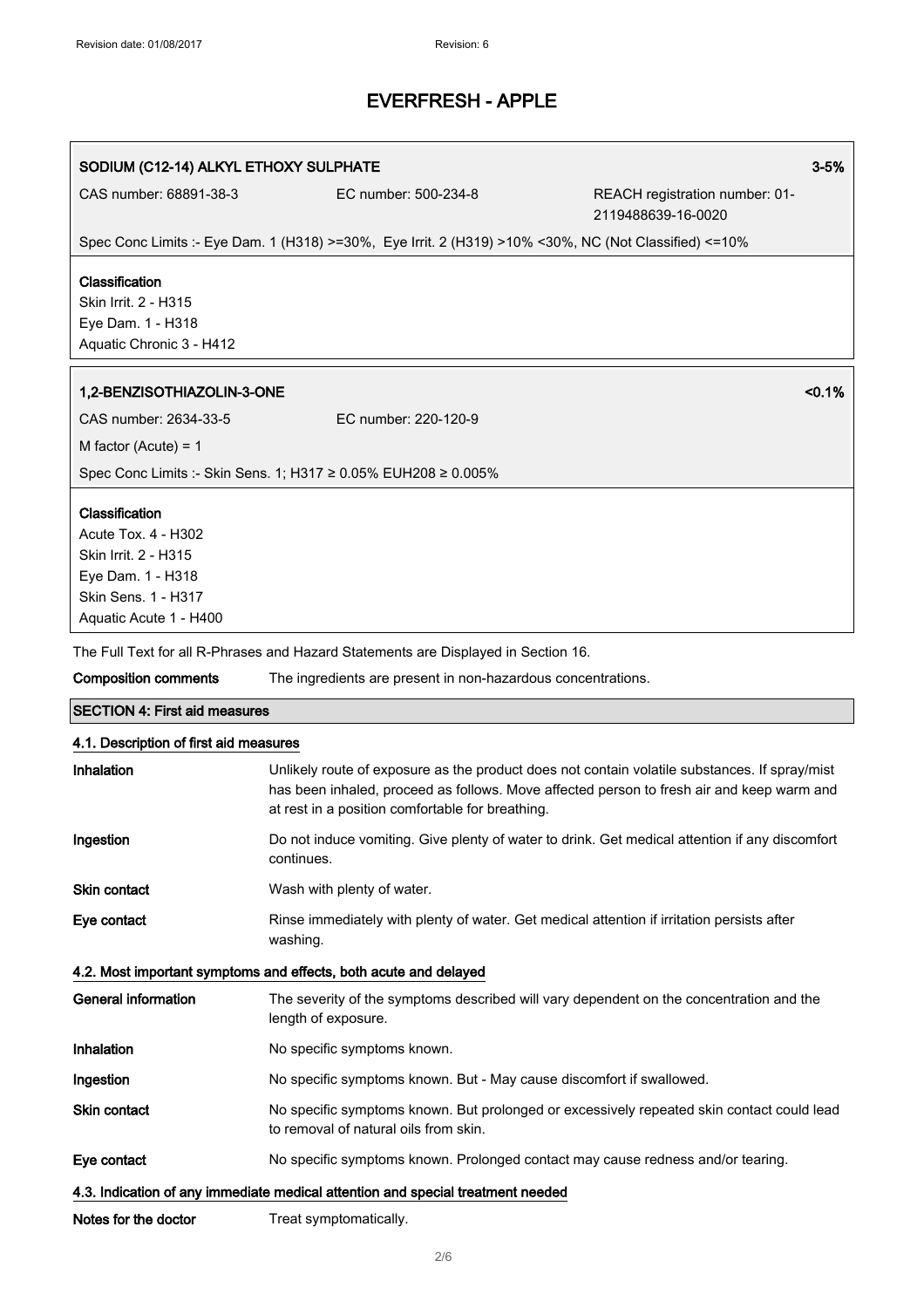# EVERFRESH - APPLE

**SODIUM (C12-14) ALKYL ETHOXY SULPHATE** 3-5%

CAS number: 68891-38-3 EC number: 500-234-8 REACH registration number: 01-2119488639-16-0020

Spec Conc Limits :- Eye Dam. 1 (H318) >=30%, Eye Irrit. 2 (H319) >10% <30%, NC (Not Classified) <=10%

**Classification**
Skin Irrit. 2 - H315
Eye Dam. 1 - H318
Aquatic Chronic 3 - H412

**1,2-BENZISOTHIAZOLIN-3-ONE** <0.1%

CAS number: 2634-33-5 EC number: 220-120-9

M factor (Acute) = 1

Spec Conc Limits :- Skin Sens. 1; H317 ≥ 0.05% EUH208 ≥ 0.005%

**Classification**
Acute Tox. 4 - H302
Skin Irrit. 2 - H315
Eye Dam. 1 - H318
Skin Sens. 1 - H317
Aquatic Acute 1 - H400

The Full Text for all R-Phrases and Hazard Statements are Displayed in Section 16.

**Composition comments** The ingredients are present in non-hazardous concentrations.

## SECTION 4: First aid measures

### 4.1. Description of first aid measures

**Inhalation** Unlikely route of exposure as the product does not contain volatile substances. If spray/mist has been inhaled, proceed as follows. Move affected person to fresh air and keep warm and at rest in a position comfortable for breathing.

**Ingestion** Do not induce vomiting. Give plenty of water to drink. Get medical attention if any discomfort continues.

**Skin contact** Wash with plenty of water.

**Eye contact** Rinse immediately with plenty of water. Get medical attention if irritation persists after washing.

### 4.2. Most important symptoms and effects, both acute and delayed

**General information** The severity of the symptoms described will vary dependent on the concentration and the length of exposure.

**Inhalation** No specific symptoms known.

**Ingestion** No specific symptoms known. But - May cause discomfort if swallowed.

**Skin contact** No specific symptoms known. But prolonged or excessively repeated skin contact could lead to removal of natural oils from skin.

**Eye contact** No specific symptoms known. Prolonged contact may cause redness and/or tearing.

### 4.3. Indication of any immediate medical attention and special treatment needed

**Notes for the doctor** Treat symptomatically.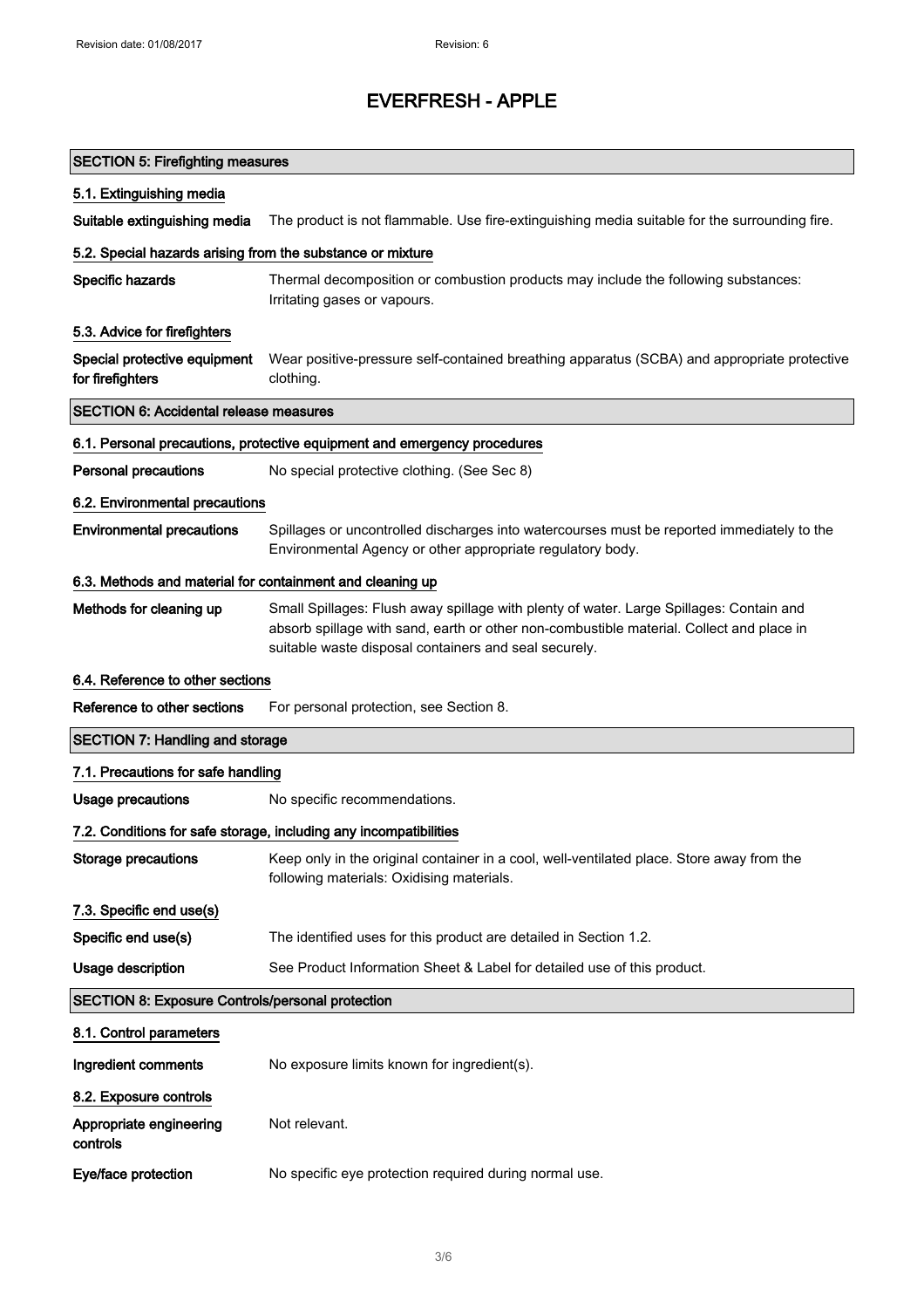# EVERFRESH - APPLE

## SECTION 5: Firefighting measures

### 5.1. Extinguishing media

| | |
|---|---|
| **Suitable extinguishing media** | The product is not flammable. Use fire-extinguishing media suitable for the surrounding fire. |

### 5.2. Special hazards arising from the substance or mixture

| | |
|---|---|
| **Specific hazards** | Thermal decomposition or combustion products may include the following substances: Irritating gases or vapours. |

### 5.3. Advice for firefighters

| | |
|---|---|
| **Special protective equipment for firefighters** | Wear positive-pressure self-contained breathing apparatus (SCBA) and appropriate protective clothing. |

## SECTION 6: Accidental release measures

### 6.1. Personal precautions, protective equipment and emergency procedures

| | |
|---|---|
| **Personal precautions** | No special protective clothing. (See Sec 8) |

### 6.2. Environmental precautions

| | |
|---|---|
| **Environmental precautions** | Spillages or uncontrolled discharges into watercourses must be reported immediately to the Environmental Agency or other appropriate regulatory body. |

### 6.3. Methods and material for containment and cleaning up

| | |
|---|---|
| **Methods for cleaning up** | Small Spillages: Flush away spillage with plenty of water. Large Spillages: Contain and absorb spillage with sand, earth or other non-combustible material. Collect and place in suitable waste disposal containers and seal securely. |

### 6.4. Reference to other sections

| | |
|---|---|
| **Reference to other sections** | For personal protection, see Section 8. |

## SECTION 7: Handling and storage

### 7.1. Precautions for safe handling

| | |
|---|---|
| **Usage precautions** | No specific recommendations. |

### 7.2. Conditions for safe storage, including any incompatibilities

| | |
|---|---|
| **Storage precautions** | Keep only in the original container in a cool, well-ventilated place. Store away from the following materials: Oxidising materials. |

### 7.3. Specific end use(s)

| | |
|---|---|
| **Specific end use(s)** | The identified uses for this product are detailed in Section 1.2. |
| **Usage description** | See Product Information Sheet & Label for detailed use of this product. |

## SECTION 8: Exposure Controls/personal protection

### 8.1. Control parameters

| | |
|---|---|
| **Ingredient comments** | No exposure limits known for ingredient(s). |

### 8.2. Exposure controls

| | |
|---|---|
| **Appropriate engineering controls** | Not relevant. |
| **Eye/face protection** | No specific eye protection required during normal use. |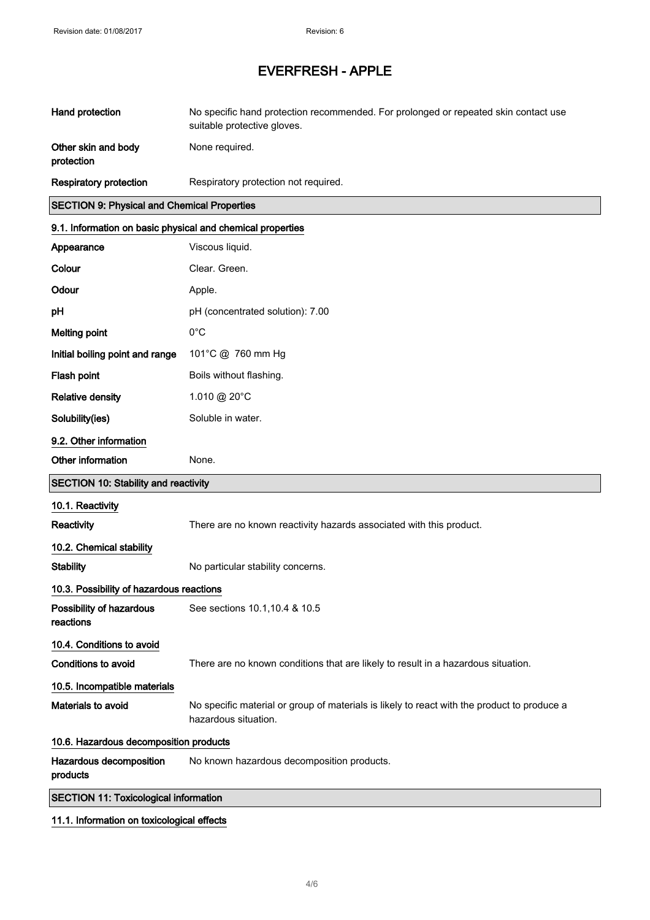| | |
|---|---|
| **Hand protection** | No specific hand protection recommended. For prolonged or repeated skin contact use suitable protective gloves. |
| **Other skin and body protection** | None required. |
| **Respiratory protection** | Respiratory protection not required. |

## SECTION 9: Physical and Chemical Properties

### 9.1. Information on basic physical and chemical properties

| | |
|---|---|
| **Appearance** | Viscous liquid. |
| **Colour** | Clear. Green. |
| **Odour** | Apple. |
| **pH** | pH (concentrated solution): 7.00 |
| **Melting point** | 0°C |
| **Initial boiling point and range** | 101°C @ 760 mm Hg |
| **Flash point** | Boils without flashing. |
| **Relative density** | 1.010 @ 20°C |
| **Solubility(ies)** | Soluble in water. |

### 9.2. Other information

| | |
|---|---|
| **Other information** | None. |

## SECTION 10: Stability and reactivity

### 10.1. Reactivity

| | |
|---|---|
| **Reactivity** | There are no known reactivity hazards associated with this product. |

### 10.2. Chemical stability

| | |
|---|---|
| **Stability** | No particular stability concerns. |

### 10.3. Possibility of hazardous reactions

| | |
|---|---|
| **Possibility of hazardous reactions** | See sections 10.1,10.4 & 10.5 |

### 10.4. Conditions to avoid

| | |
|---|---|
| **Conditions to avoid** | There are no known conditions that are likely to result in a hazardous situation. |

### 10.5. Incompatible materials

| | |
|---|---|
| **Materials to avoid** | No specific material or group of materials is likely to react with the product to produce a hazardous situation. |

### 10.6. Hazardous decomposition products

| | |
|---|---|
| **Hazardous decomposition products** | No known hazardous decomposition products. |

## SECTION 11: Toxicological information

### 11.1. Information on toxicological effects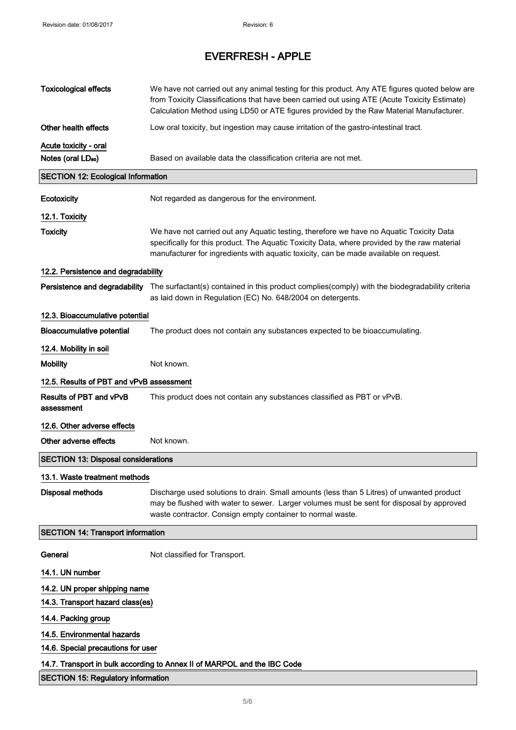# EVERFRESH - APPLE

**Toxicological effects** We have not carried out any animal testing for this product. Any ATE figures quoted below are from Toxicity Classifications that have been carried out using ATE (Acute Toxicity Estimate) Calculation Method using LD50 or ATE figures provided by the Raw Material Manufacturer.

**Other health effects** Low oral toxicity, but ingestion may cause irritation of the gastro-intestinal tract.

**Acute toxicity - oral**

**Notes (oral $LD_{50}$)** Based on available data the classification criteria are not met.

## SECTION 12: Ecological Information

**Ecotoxicity** Not regarded as dangerous for the environment.

### 12.1. Toxicity

**Toxicity** We have not carried out any Aquatic testing, therefore we have no Aquatic Toxicity Data specifically for this product. The Aquatic Toxicity Data, where provided by the raw material manufacturer for ingredients with aquatic toxicity, can be made available on request.

### 12.2. Persistence and degradability

**Persistence and degradability** The surfactant(s) contained in this product complies(comply) with the biodegradability criteria as laid down in Regulation (EC) No. 648/2004 on detergents.

### 12.3. Bioaccumulative potential

**Bioaccumulative potential** The product does not contain any substances expected to be bioaccumulating.

### 12.4. Mobility in soil

**Mobility** Not known.

### 12.5. Results of PBT and vPvB assessment

**Results of PBT and vPvB assessment** This product does not contain any substances classified as PBT or vPvB.

### 12.6. Other adverse effects

**Other adverse effects** Not known.

## SECTION 13: Disposal considerations

### 13.1. Waste treatment methods

**Disposal methods** Discharge used solutions to drain. Small amounts (less than 5 Litres) of unwanted product may be flushed with water to sewer. Larger volumes must be sent for disposal by approved waste contractor. Consign empty container to normal waste.

## SECTION 14: Transport information

**General** Not classified for Transport.

### 14.1. UN number

### 14.2. UN proper shipping name

### 14.3. Transport hazard class(es)

### 14.4. Packing group

### 14.5. Environmental hazards

### 14.6. Special precautions for user

### 14.7. Transport in bulk according to Annex II of MARPOL and the IBC Code

## SECTION 15: Regulatory information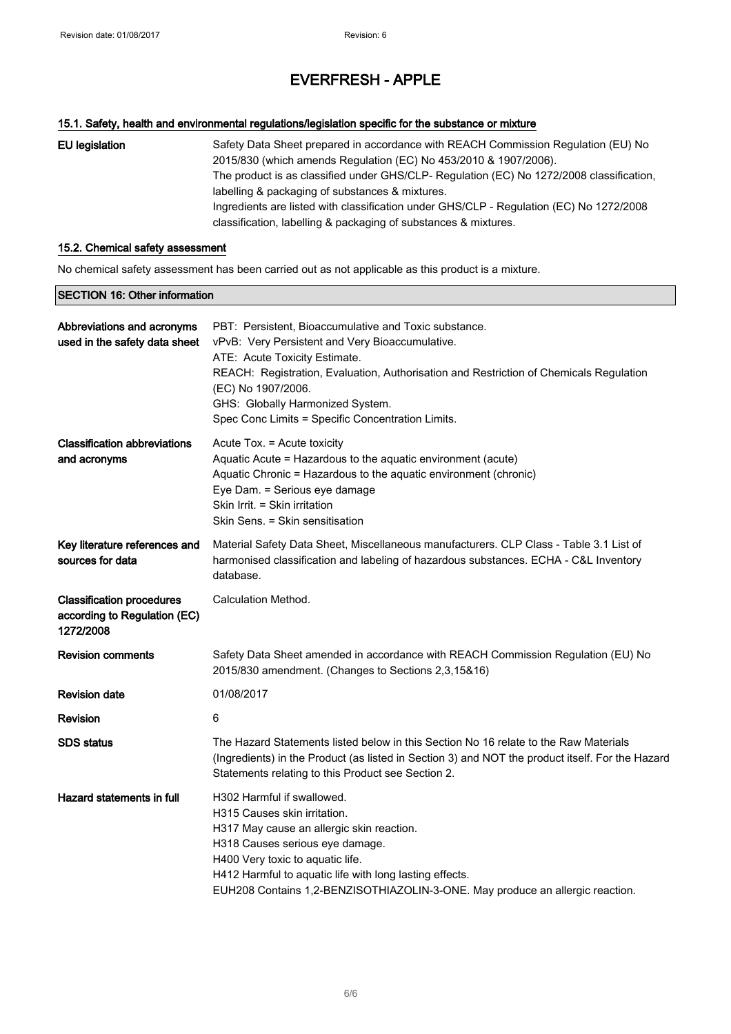### 15.1. Safety, health and environmental regulations/legislation specific for the substance or mixture

| | |
|---|---|
| **EU legislation** | Safety Data Sheet prepared in accordance with REACH Commission Regulation (EU) No 2015/830 (which amends Regulation (EC) No 453/2010 & 1907/2006).<br>The product is as classified under GHS/CLP- Regulation (EC) No 1272/2008 classification, labelling & packaging of substances & mixtures.<br>Ingredients are listed with classification under GHS/CLP - Regulation (EC) No 1272/2008 classification, labelling & packaging of substances & mixtures. |

### 15.2. Chemical safety assessment

No chemical safety assessment has been carried out as not applicable as this product is a mixture.

## SECTION 16: Other information

| | |
|---|---|
| **Abbreviations and acronyms used in the safety data sheet** | PBT: Persistent, Bioaccumulative and Toxic substance.<br>vPvB: Very Persistent and Very Bioaccumulative.<br>ATE: Acute Toxicity Estimate.<br>REACH: Registration, Evaluation, Authorisation and Restriction of Chemicals Regulation (EC) No 1907/2006.<br>GHS: Globally Harmonized System.<br>Spec Conc Limits = Specific Concentration Limits. |
| **Classification abbreviations and acronyms** | Acute Tox. = Acute toxicity<br>Aquatic Acute = Hazardous to the aquatic environment (acute)<br>Aquatic Chronic = Hazardous to the aquatic environment (chronic)<br>Eye Dam. = Serious eye damage<br>Skin Irrit. = Skin irritation<br>Skin Sens. = Skin sensitisation |
| **Key literature references and sources for data** | Material Safety Data Sheet, Miscellaneous manufacturers. CLP Class - Table 3.1 List of harmonised classification and labeling of hazardous substances. ECHA - C&L Inventory database. |
| **Classification procedures according to Regulation (EC) 1272/2008** | Calculation Method. |
| **Revision comments** | Safety Data Sheet amended in accordance with REACH Commission Regulation (EU) No 2015/830 amendment. (Changes to Sections 2,3,15&16) |
| **Revision date** | 01/08/2017 |
| **Revision** | 6 |
| **SDS status** | The Hazard Statements listed below in this Section No 16 relate to the Raw Materials (Ingredients) in the Product (as listed in Section 3) and NOT the product itself. For the Hazard Statements relating to this Product see Section 2. |
| **Hazard statements in full** | H302 Harmful if swallowed.<br>H315 Causes skin irritation.<br>H317 May cause an allergic skin reaction.<br>H318 Causes serious eye damage.<br>H400 Very toxic to aquatic life.<br>H412 Harmful to aquatic life with long lasting effects.<br>EUH208 Contains 1,2-BENZISOTHIAZOLIN-3-ONE. May produce an allergic reaction. |